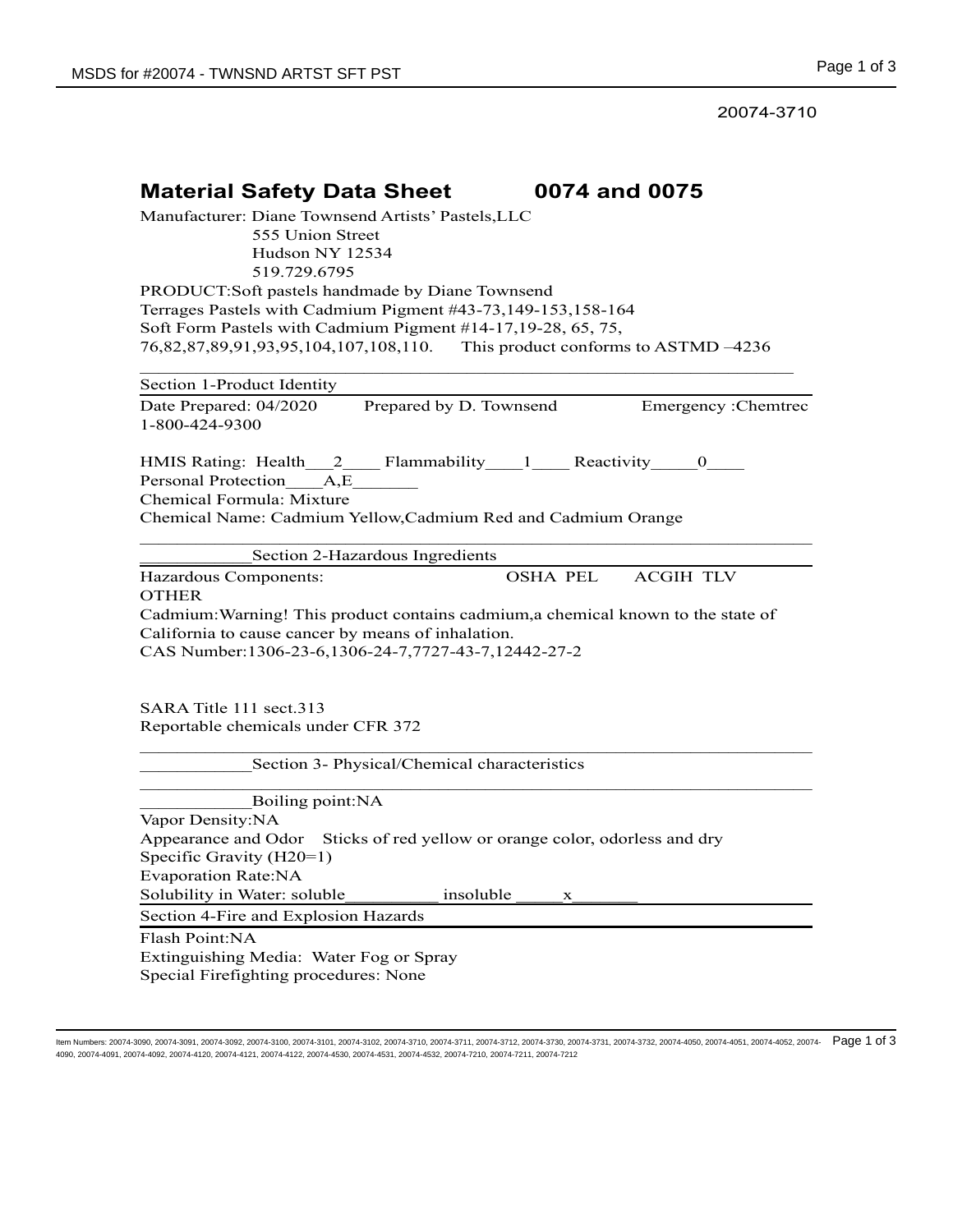20074-3710

# Material Safety Data Sheet 0074 and 0075

Manufacturer: Diane Townsend Artists' Pastels,LLC
555 Union Street
Hudson NY 12534
519.729.6795

PRODUCT:Soft pastels handmade by Diane Townsend
Terrages Pastels with Cadmium Pigment #43-73,149-153,158-164
Soft Form Pastels with Cadmium Pigment #14-17,19-28, 65, 75, 76,82,87,89,91,93,95,104,107,108,110. This product conforms to ASTMD –4236

## Section 1-Product Identity

Date Prepared: 04/2020 Prepared by D. Townsend Emergency :Chemtrec 1-800-424-9300

HMIS Rating: Health___2____ Flammability____1____ Reactivity_____0____
Personal Protection____A,E_______
Chemical Formula: Mixture
Chemical Name: Cadmium Yellow,Cadmium Red and Cadmium Orange

## Section 2-Hazardous Ingredients

Hazardous Components: OSHA PEL ACGIH TLV OTHER

Cadmium:Warning! This product contains cadmium,a chemical known to the state of California to cause cancer by means of inhalation.
CAS Number:1306-23-6,1306-24-7,7727-43-7,12442-27-2

SARA Title 111 sect.313
Reportable chemicals under CFR 372

## Section 3- Physical/Chemical characteristics

Boiling point:NA
Vapor Density:NA
Appearance and Odor Sticks of red yellow or orange color, odorless and dry
Specific Gravity (H20=1)
Evaporation Rate:NA
Solubility in Water: soluble__________ insoluble _____x_______

## Section 4-Fire and Explosion Hazards

Flash Point:NA
Extinguishing Media: Water Fog or Spray
Special Firefighting procedures: None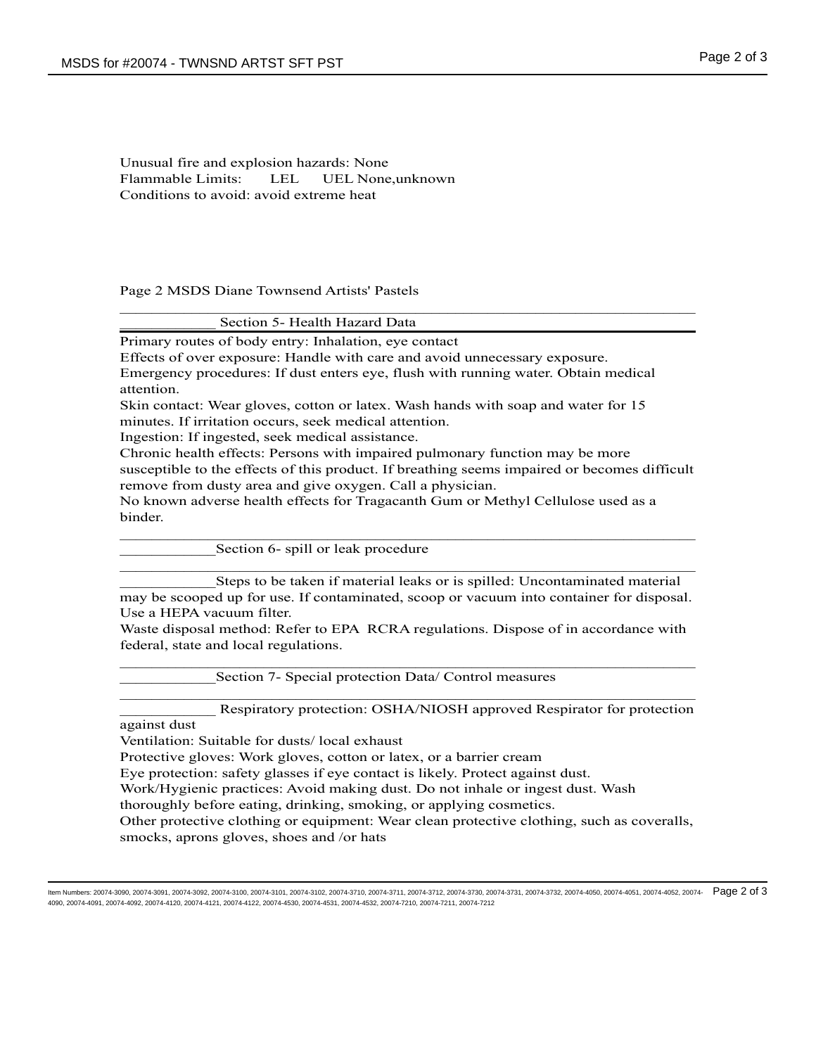Unusual fire and explosion hazards: None
Flammable Limits: LEL UEL None,unknown
Conditions to avoid: avoid extreme heat

Page 2 MSDS Diane Townsend Artists' Pastels

## Section 5- Health Hazard Data

Primary routes of body entry: Inhalation, eye contact
Effects of over exposure: Handle with care and avoid unnecessary exposure.
Emergency procedures: If dust enters eye, flush with running water. Obtain medical attention.
Skin contact: Wear gloves, cotton or latex. Wash hands with soap and water for 15 minutes. If irritation occurs, seek medical attention.
Ingestion: If ingested, seek medical assistance.
Chronic health effects: Persons with impaired pulmonary function may be more susceptible to the effects of this product. If breathing seems impaired or becomes difficult remove from dusty area and give oxygen. Call a physician.
No known adverse health effects for Tragacanth Gum or Methyl Cellulose used as a binder.

## Section 6- spill or leak procedure

Steps to be taken if material leaks or is spilled: Uncontaminated material may be scooped up for use. If contaminated, scoop or vacuum into container for disposal. Use a HEPA vacuum filter.
Waste disposal method: Refer to EPA RCRA regulations. Dispose of in accordance with federal, state and local regulations.

## Section 7- Special protection Data/ Control measures

Respiratory protection: OSHA/NIOSH approved Respirator for protection against dust
Ventilation: Suitable for dusts/ local exhaust
Protective gloves: Work gloves, cotton or latex, or a barrier cream
Eye protection: safety glasses if eye contact is likely. Protect against dust.
Work/Hygienic practices: Avoid making dust. Do not inhale or ingest dust. Wash thoroughly before eating, drinking, smoking, or applying cosmetics.
Other protective clothing or equipment: Wear clean protective clothing, such as coveralls, smocks, aprons gloves, shoes and /or hats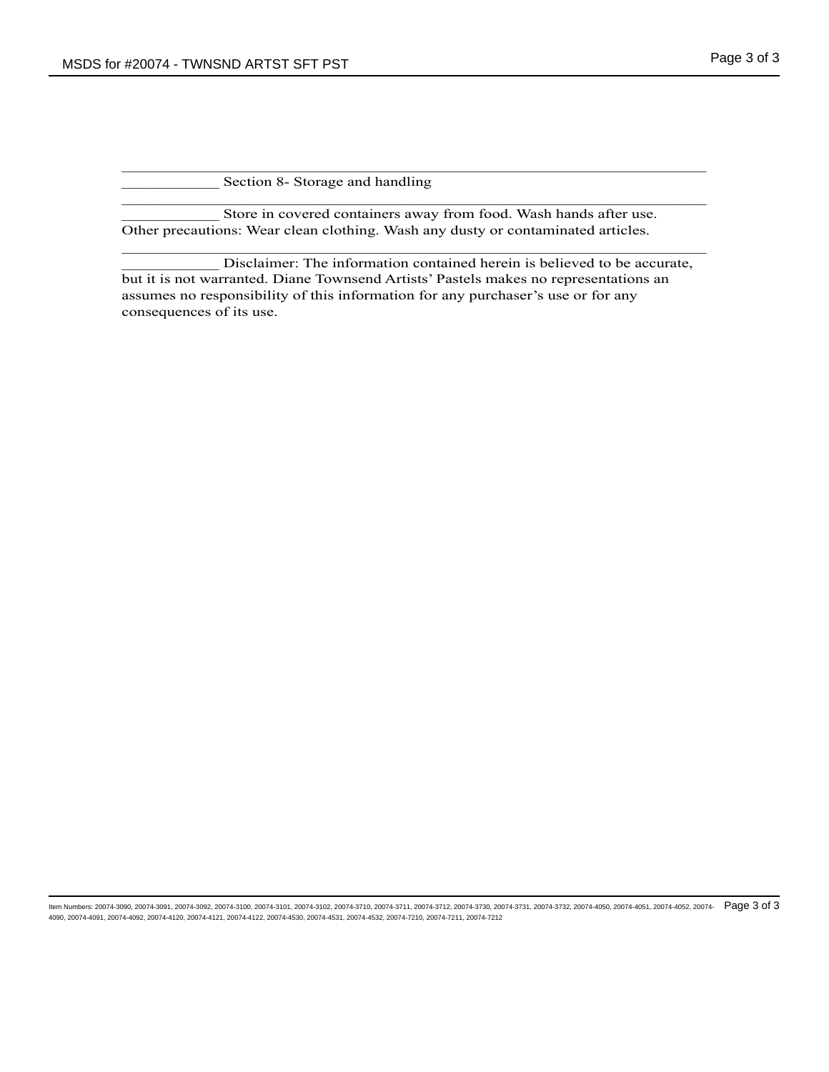## Section 8- Storage and handling

Store in covered containers away from food. Wash hands after use.
Other precautions: Wear clean clothing. Wash any dusty or contaminated articles.

Disclaimer: The information contained herein is believed to be accurate, but it is not warranted. Diane Townsend Artists' Pastels makes no representations an assumes no responsibility of this information for any purchaser's use or for any consequences of its use.

Item Numbers: 20074-3090, 20074-3091, 20074-3092, 20074-3100, 20074-3101, 20074-3102, 20074-3710, 20074-3711, 20074-3712, 20074-3730, 20074-3731, 20074-3732, 20074-4050, 20074-4051, 20074-4052, 20074-4090, 20074-4091, 20074-4092, 20074-4120, 20074-4121, 20074-4122, 20074-4530, 20074-4531, 20074-4532, 20074-7210, 20074-7211, 20074-7212